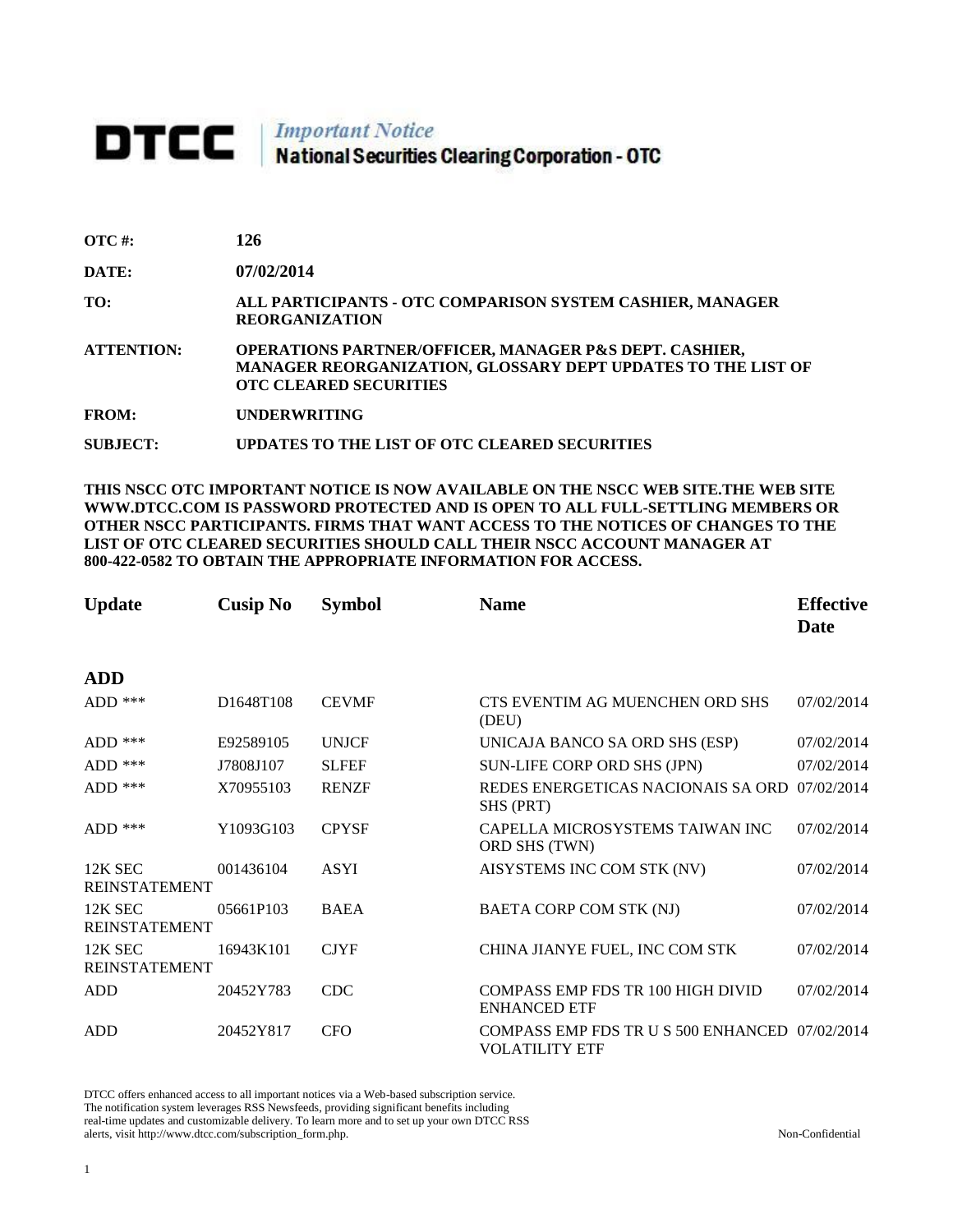# DTCC | *Important Notice* National Securities Clearing Corporation - OTC

| | |
|---|---|
| **OTC #:** | **126** |
| **DATE:** | **07/02/2014** |
| **TO:** | **ALL PARTICIPANTS - OTC COMPARISON SYSTEM CASHIER, MANAGER REORGANIZATION** |
| **ATTENTION:** | **OPERATIONS PARTNER/OFFICER, MANAGER P&S DEPT. CASHIER, MANAGER REORGANIZATION, GLOSSARY DEPT UPDATES TO THE LIST OF OTC CLEARED SECURITIES** |
| **FROM:** | **UNDERWRITING** |
| **SUBJECT:** | **UPDATES TO THE LIST OF OTC CLEARED SECURITIES** |

**THIS NSCC OTC IMPORTANT NOTICE IS NOW AVAILABLE ON THE NSCC WEB SITE.THE WEB SITE WWW.DTCC.COM IS PASSWORD PROTECTED AND IS OPEN TO ALL FULL-SETTLING MEMBERS OR OTHER NSCC PARTICIPANTS. FIRMS THAT WANT ACCESS TO THE NOTICES OF CHANGES TO THE LIST OF OTC CLEARED SECURITIES SHOULD CALL THEIR NSCC ACCOUNT MANAGER AT 800-422-0582 TO OBTAIN THE APPROPRIATE INFORMATION FOR ACCESS.**

| Update | Cusip No | Symbol | Name | Effective Date |
|---|---|---|---|---|
| **ADD** | | | | |
| ADD *** | D1648T108 | CEVMF | CTS EVENTIM AG MUENCHEN ORD SHS (DEU) | 07/02/2014 |
| ADD *** | E92589105 | UNJCF | UNICAJA BANCO SA ORD SHS (ESP) | 07/02/2014 |
| ADD *** | J7808J107 | SLFEF | SUN-LIFE CORP ORD SHS (JPN) | 07/02/2014 |
| ADD *** | X70955103 | RENZF | REDES ENERGETICAS NACIONAIS SA ORD SHS (PRT) | 07/02/2014 |
| ADD *** | Y1093G103 | CPYSF | CAPELLA MICROSYSTEMS TAIWAN INC ORD SHS (TWN) | 07/02/2014 |
| 12K SEC REINSTATEMENT | 001436104 | ASYI | AISYSTEMS INC COM STK (NV) | 07/02/2014 |
| 12K SEC REINSTATEMENT | 05661P103 | BAEA | BAETA CORP COM STK (NJ) | 07/02/2014 |
| 12K SEC REINSTATEMENT | 16943K101 | CJYF | CHINA JIANYE FUEL, INC COM STK | 07/02/2014 |
| ADD | 20452Y783 | CDC | COMPASS EMP FDS TR 100 HIGH DIVID ENHANCED ETF | 07/02/2014 |
| ADD | 20452Y817 | CFO | COMPASS EMP FDS TR U S 500 ENHANCED VOLATILITY ETF | 07/02/2014 |

DTCC offers enhanced access to all important notices via a Web-based subscription service. The notification system leverages RSS Newsfeeds, providing significant benefits including real-time updates and customizable delivery. To learn more and to set up your own DTCC RSS alerts, visit http://www.dtcc.com/subscription_form.php.

Non-Confidential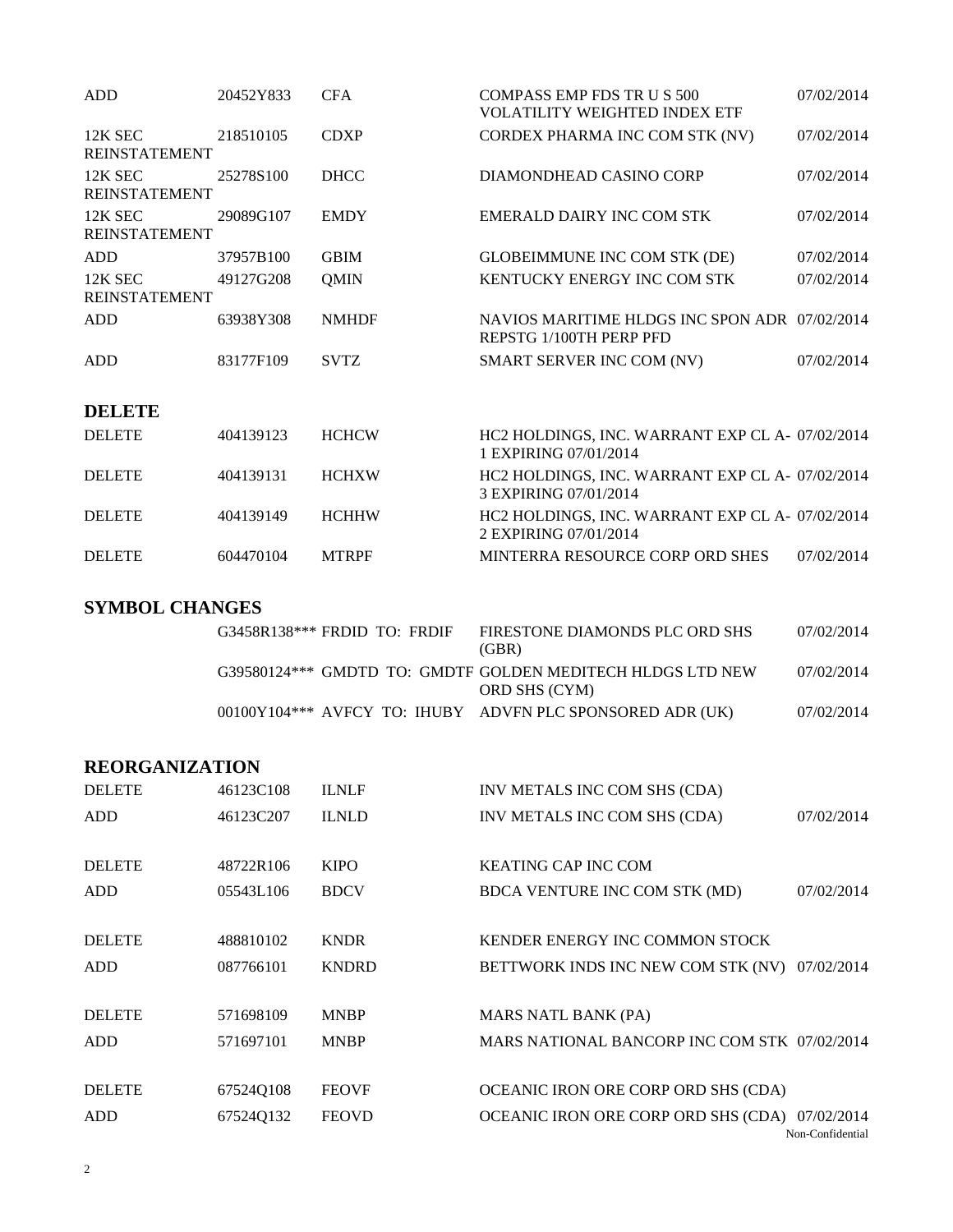| | | | | |
|---|---|---|---|---|
| ADD | 20452Y833 | CFA | COMPASS EMP FDS TR U S 500 VOLATILITY WEIGHTED INDEX ETF | 07/02/2014 |
| 12K SEC REINSTATEMENT | 218510105 | CDXP | CORDEX PHARMA INC COM STK (NV) | 07/02/2014 |
| 12K SEC REINSTATEMENT | 25278S100 | DHCC | DIAMONDHEAD CASINO CORP | 07/02/2014 |
| 12K SEC REINSTATEMENT | 29089G107 | EMDY | EMERALD DAIRY INC COM STK | 07/02/2014 |
| ADD | 37957B100 | GBIM | GLOBEIMMUNE INC COM STK (DE) | 07/02/2014 |
| 12K SEC REINSTATEMENT | 49127G208 | QMIN | KENTUCKY ENERGY INC COM STK | 07/02/2014 |
| ADD | 63938Y308 | NMHDF | NAVIOS MARITIME HLDGS INC SPON ADR REPSTG 1/100TH PERP PFD | 07/02/2014 |
| ADD | 83177F109 | SVTZ | SMART SERVER INC COM (NV) | 07/02/2014 |

## DELETE

| | | | | |
|---|---|---|---|---|
| DELETE | 404139123 | HCHCW | HC2 HOLDINGS, INC. WARRANT EXP CL A-1 EXPIRING 07/01/2014 | 07/02/2014 |
| DELETE | 404139131 | HCHXW | HC2 HOLDINGS, INC. WARRANT EXP CL A-3 EXPIRING 07/01/2014 | 07/02/2014 |
| DELETE | 404139149 | HCHHW | HC2 HOLDINGS, INC. WARRANT EXP CL A-2 EXPIRING 07/01/2014 | 07/02/2014 |
| DELETE | 604470104 | MTRPF | MINTERRA RESOURCE CORP ORD SHES | 07/02/2014 |

## SYMBOL CHANGES

| | | | |
|---|---|---|---|
| | G3458R138*** FRDID TO: FRDIF | FIRESTONE DIAMONDS PLC ORD SHS (GBR) | 07/02/2014 |
| | G39580124*** GMDTD TO: GMDTF | GOLDEN MEDITECH HLDGS LTD NEW ORD SHS (CYM) | 07/02/2014 |
| | 00100Y104*** AVFCY TO: IHUBY | ADVFN PLC SPONSORED ADR (UK) | 07/02/2014 |

## REORGANIZATION

| | | | | |
|---|---|---|---|---|
| DELETE | 46123C108 | ILNLF | INV METALS INC COM SHS (CDA) | |
| ADD | 46123C207 | ILNLD | INV METALS INC COM SHS (CDA) | 07/02/2014 |
| DELETE | 48722R106 | KIPO | KEATING CAP INC COM | |
| ADD | 05543L106 | BDCV | BDCA VENTURE INC COM STK (MD) | 07/02/2014 |
| DELETE | 488810102 | KNDR | KENDER ENERGY INC COMMON STOCK | |
| ADD | 087766101 | KNDRD | BETTWORK INDS INC NEW COM STK (NV) | 07/02/2014 |
| DELETE | 571698109 | MNBP | MARS NATL BANK (PA) | |
| ADD | 571697101 | MNBP | MARS NATIONAL BANCORP INC COM STK | 07/02/2014 |
| DELETE | 67524Q108 | FEOVF | OCEANIC IRON ORE CORP ORD SHS (CDA) | |
| ADD | 67524Q132 | FEOVD | OCEANIC IRON ORE CORP ORD SHS (CDA) | 07/02/2014 |

Non-Confidential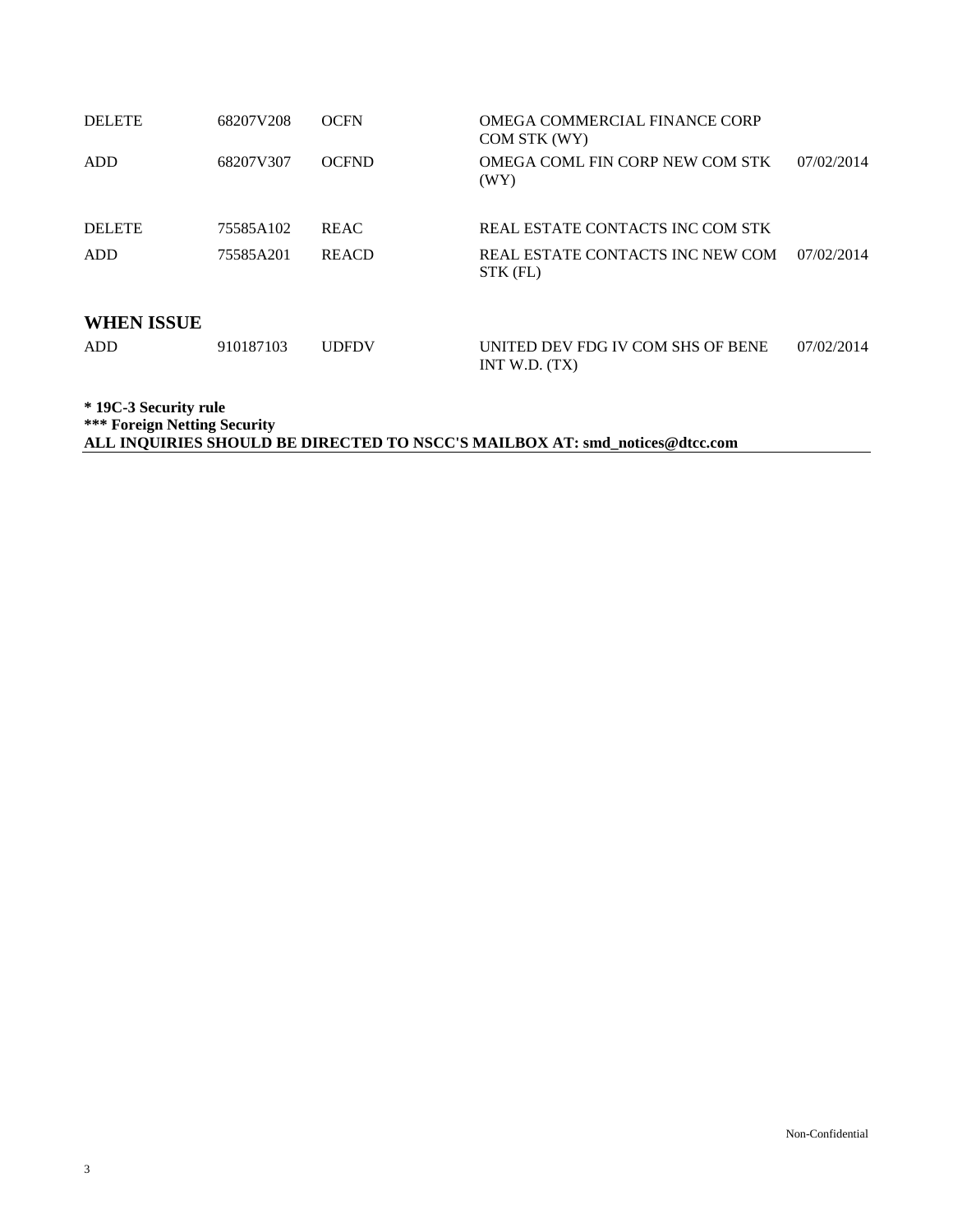| | | | | |
|---|---|---|---|---|
| DELETE | 68207V208 | OCFN | OMEGA COMMERCIAL FINANCE CORP COM STK (WY) | |
| ADD | 68207V307 | OCFND | OMEGA COML FIN CORP NEW COM STK (WY) | 07/02/2014 |
| DELETE | 75585A102 | REAC | REAL ESTATE CONTACTS INC COM STK | |
| ADD | 75585A201 | REACD | REAL ESTATE CONTACTS INC NEW COM STK (FL) | 07/02/2014 |

## WHEN ISSUE

| | | | | |
|---|---|---|---|---|
| ADD | 910187103 | UDFDV | UNITED DEV FDG IV COM SHS OF BENE INT W.D. (TX) | 07/02/2014 |

**\* 19C-3 Security rule**
**\*\*\* Foreign Netting Security**
**ALL INQUIRIES SHOULD BE DIRECTED TO NSCC'S MAILBOX AT: smd_notices@dtcc.com**

Non-Confidential